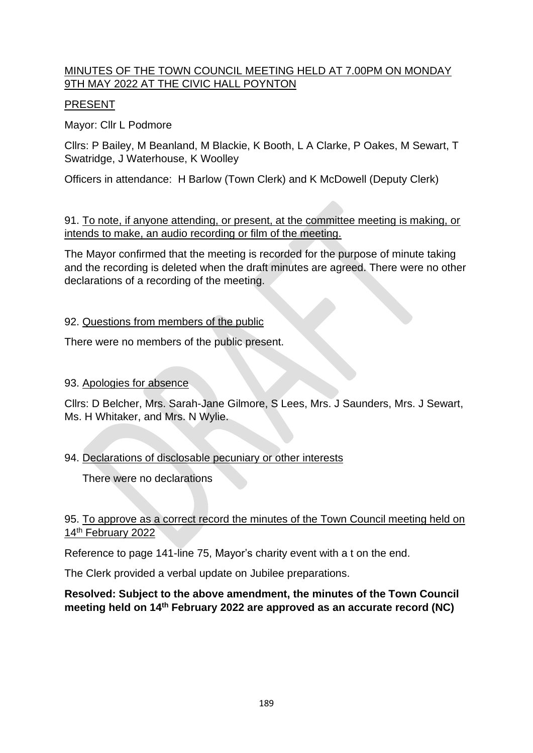MINUTES OF THE TOWN COUNCIL MEETING HELD AT 7.00PM ON MONDAY 9TH MAY 2022 AT THE CIVIC HALL POYNTON

PRESENT

Mayor: Cllr L Podmore

Cllrs: P Bailey, M Beanland, M Blackie, K Booth, L A Clarke, P Oakes, M Sewart, T Swatridge, J Waterhouse, K Woolley

Officers in attendance: H Barlow (Town Clerk) and K McDowell (Deputy Clerk)

91. To note, if anyone attending, or present, at the committee meeting is making, or intends to make, an audio recording or film of the meeting.

The Mayor confirmed that the meeting is recorded for the purpose of minute taking and the recording is deleted when the draft minutes are agreed. There were no other declarations of a recording of the meeting.

92. Questions from members of the public

There were no members of the public present.

93. Apologies for absence

Cllrs: D Belcher, Mrs. Sarah-Jane Gilmore, S Lees, Mrs. J Saunders, Mrs. J Sewart, Ms. H Whitaker, and Mrs. N Wylie.

94. Declarations of disclosable pecuniary or other interests

There were no declarations

95. To approve as a correct record the minutes of the Town Council meeting held on 14th February 2022

Reference to page 141-line 75, Mayor's charity event with a t on the end.

The Clerk provided a verbal update on Jubilee preparations.

**Resolved: Subject to the above amendment, the minutes of the Town Council meeting held on 14th February 2022 are approved as an accurate record (NC)**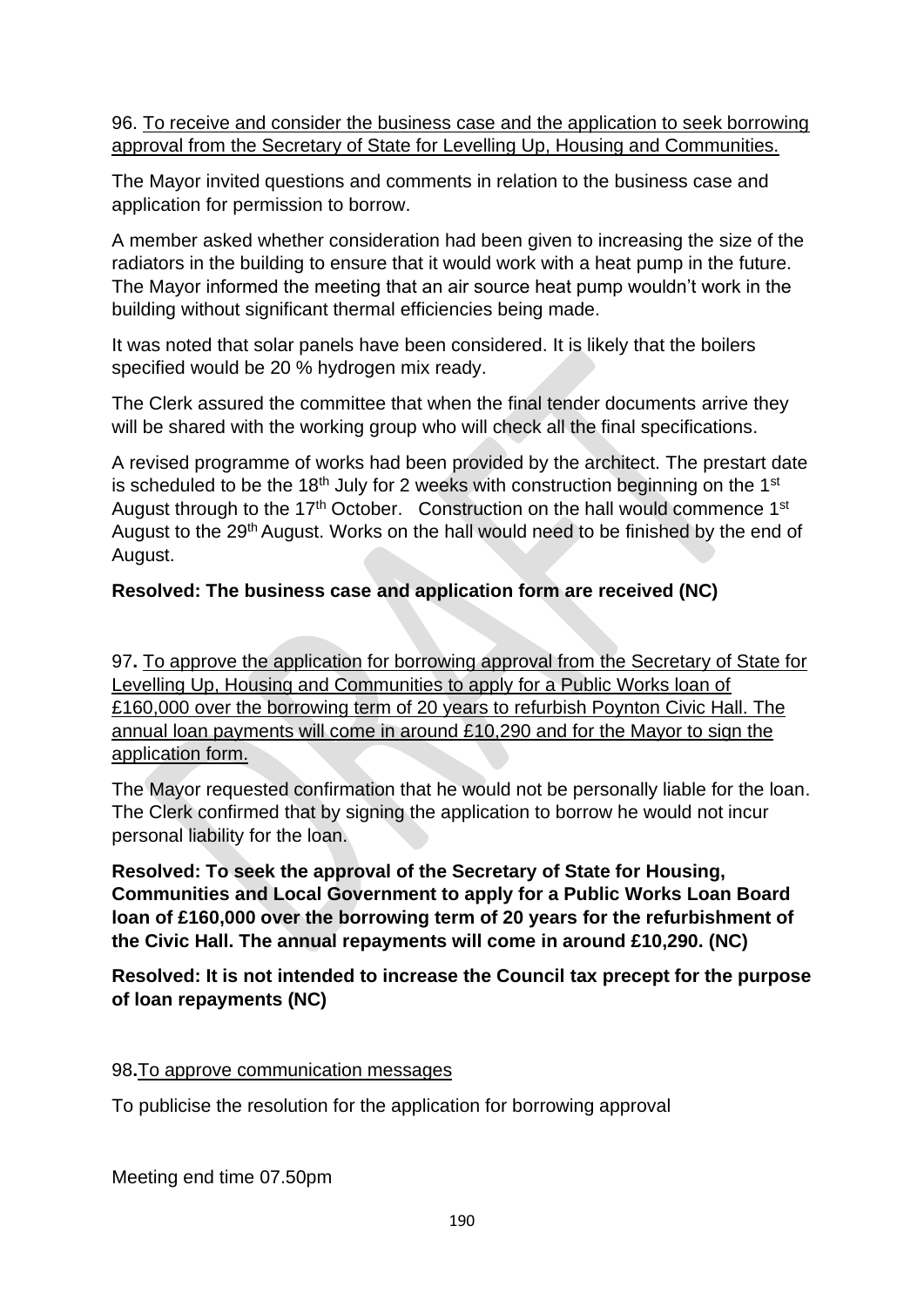96. <u>To receive and consider the business case and the application to seek borrowing approval from the Secretary of State for Levelling Up, Housing and Communities.</u>

The Mayor invited questions and comments in relation to the business case and application for permission to borrow.

A member asked whether consideration had been given to increasing the size of the radiators in the building to ensure that it would work with a heat pump in the future. The Mayor informed the meeting that an air source heat pump wouldn't work in the building without significant thermal efficiencies being made.

It was noted that solar panels have been considered. It is likely that the boilers specified would be 20 % hydrogen mix ready.

The Clerk assured the committee that when the final tender documents arrive they will be shared with the working group who will check all the final specifications.

A revised programme of works had been provided by the architect. The prestart date is scheduled to be the 18th July for 2 weeks with construction beginning on the 1st August through to the 17th October. Construction on the hall would commence 1st August to the 29th August. Works on the hall would need to be finished by the end of August.

**Resolved: The business case and application form are received (NC)**

97**.** <u>To approve the application for borrowing approval from the Secretary of State for Levelling Up, Housing and Communities to apply for a Public Works loan of £160,000 over the borrowing term of 20 years to refurbish Poynton Civic Hall. The annual loan payments will come in around £10,290 and for the Mayor to sign the application form.</u>

The Mayor requested confirmation that he would not be personally liable for the loan. The Clerk confirmed that by signing the application to borrow he would not incur personal liability for the loan.

**Resolved: To seek the approval of the Secretary of State for Housing, Communities and Local Government to apply for a Public Works Loan Board loan of £160,000 over the borrowing term of 20 years for the refurbishment of the Civic Hall. The annual repayments will come in around £10,290. (NC)**

**Resolved: It is not intended to increase the Council tax precept for the purpose of loan repayments (NC)**

98**.**<u>To approve communication messages</u>

To publicise the resolution for the application for borrowing approval

Meeting end time 07.50pm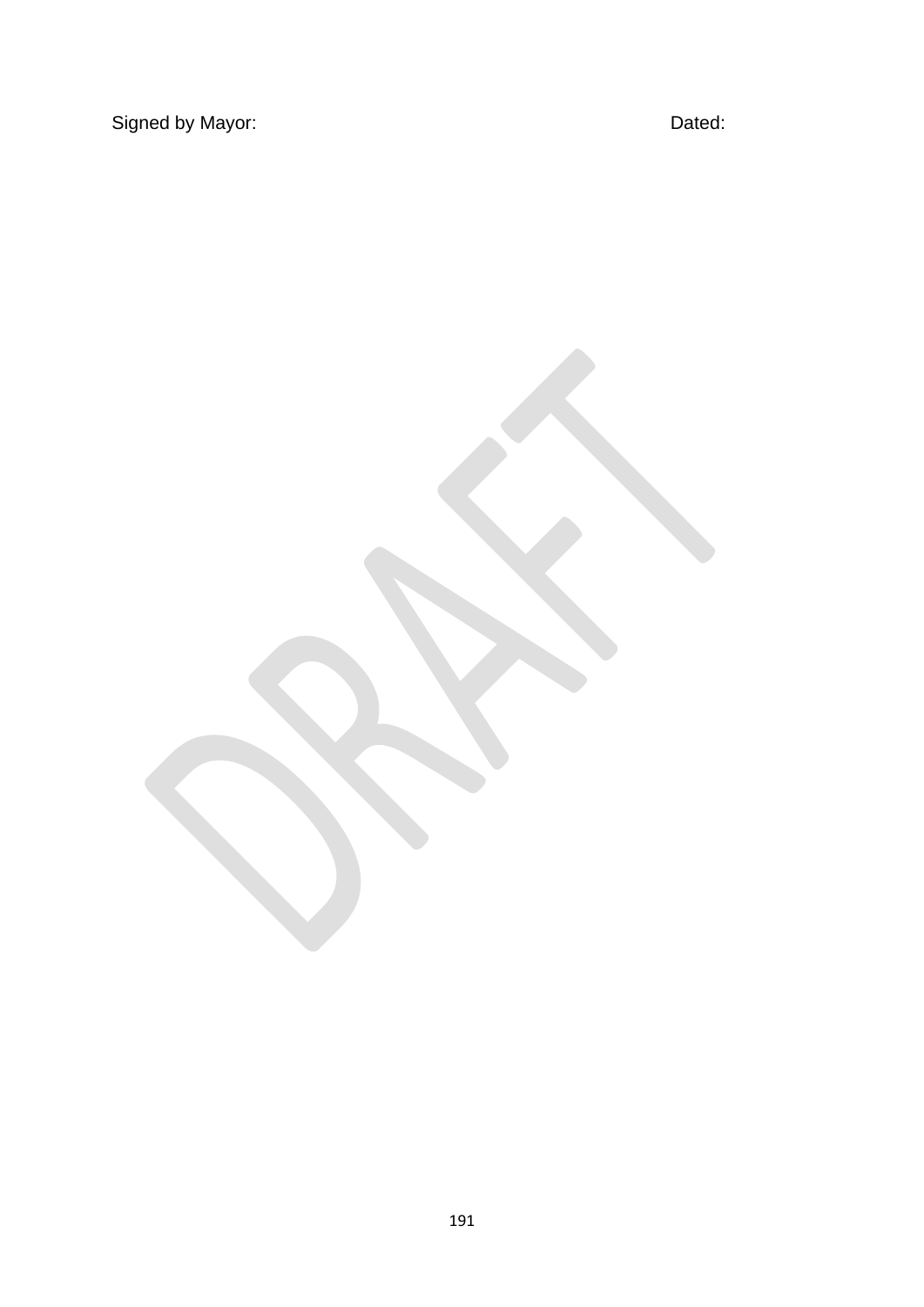Signed by Mayor: Dated: